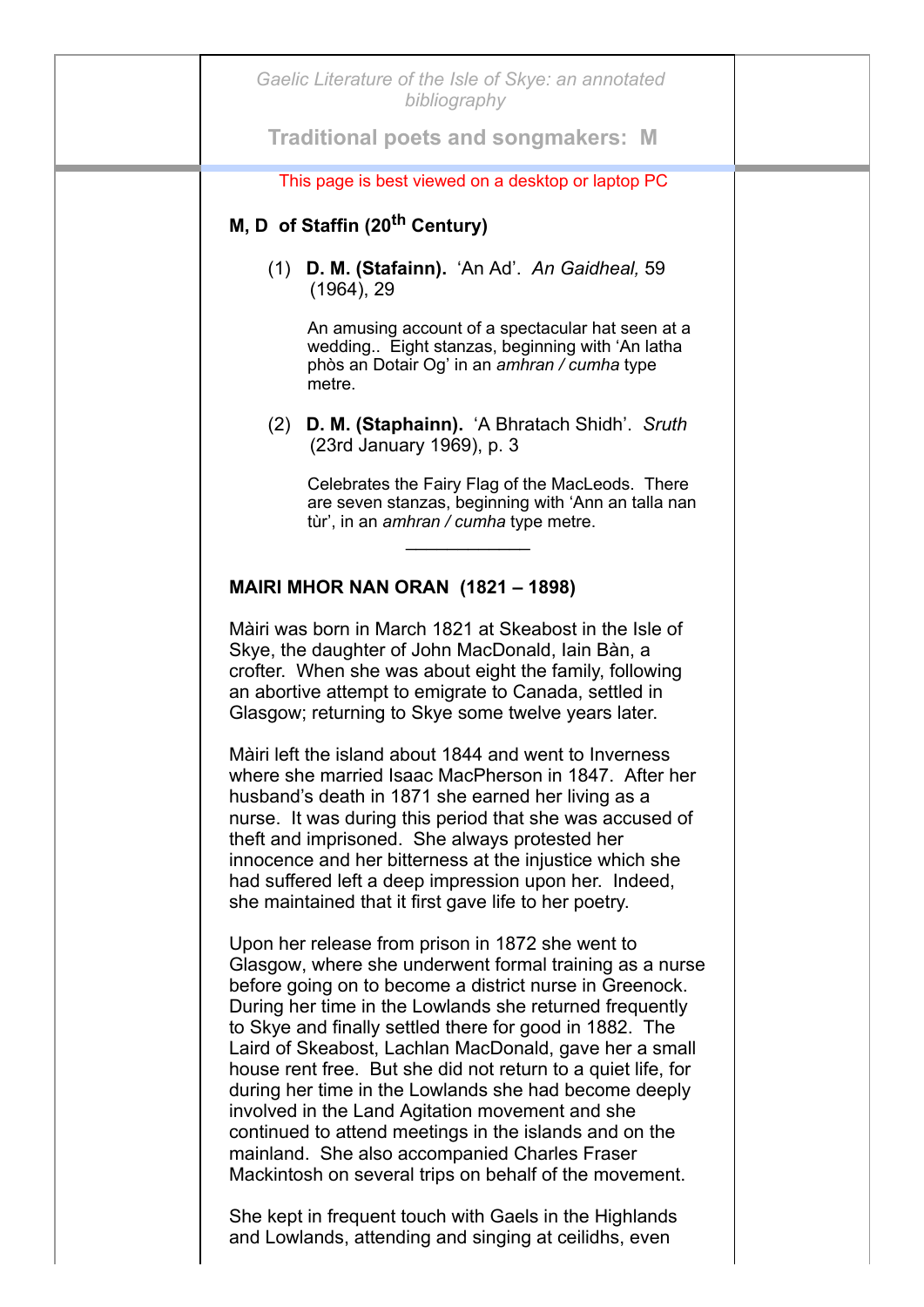*Gaelic Literature of the Isle of Skye: an annotated bibliography*

# Traditional poets and songmakers: M

This page is best viewed on a desktop or laptop PC

## M, D of Staffin (20th Century)

(1) **D. M. (Stafainn).** 'An Ad'. *An Gaidheal,* 59 (1964), 29

An amusing account of a spectacular hat seen at a wedding.. Eight stanzas, beginning with 'An latha phòs an Dotair Og' in an *amhran / cumha* type metre.

(2) **D. M. (Staphainn).** 'A Bhratach Shidh'. *Sruth* (23rd January 1969), p. 3

Celebrates the Fairy Flag of the MacLeods. There are seven stanzas, beginning with 'Ann an talla nan tùr', in an *amhran / cumha* type metre.

---

## MAIRI MHOR NAN ORAN (1821 – 1898)

Màiri was born in March 1821 at Skeabost in the Isle of Skye, the daughter of John MacDonald, Iain Bàn, a crofter. When she was about eight the family, following an abortive attempt to emigrate to Canada, settled in Glasgow; returning to Skye some twelve years later.

Màiri left the island about 1844 and went to Inverness where she married Isaac MacPherson in 1847. After her husband's death in 1871 she earned her living as a nurse. It was during this period that she was accused of theft and imprisoned. She always protested her innocence and her bitterness at the injustice which she had suffered left a deep impression upon her. Indeed, she maintained that it first gave life to her poetry.

Upon her release from prison in 1872 she went to Glasgow, where she underwent formal training as a nurse before going on to become a district nurse in Greenock. During her time in the Lowlands she returned frequently to Skye and finally settled there for good in 1882. The Laird of Skeabost, Lachlan MacDonald, gave her a small house rent free. But she did not return to a quiet life, for during her time in the Lowlands she had become deeply involved in the Land Agitation movement and she continued to attend meetings in the islands and on the mainland. She also accompanied Charles Fraser Mackintosh on several trips on behalf of the movement.

She kept in frequent touch with Gaels in the Highlands and Lowlands, attending and singing at ceilidhs, even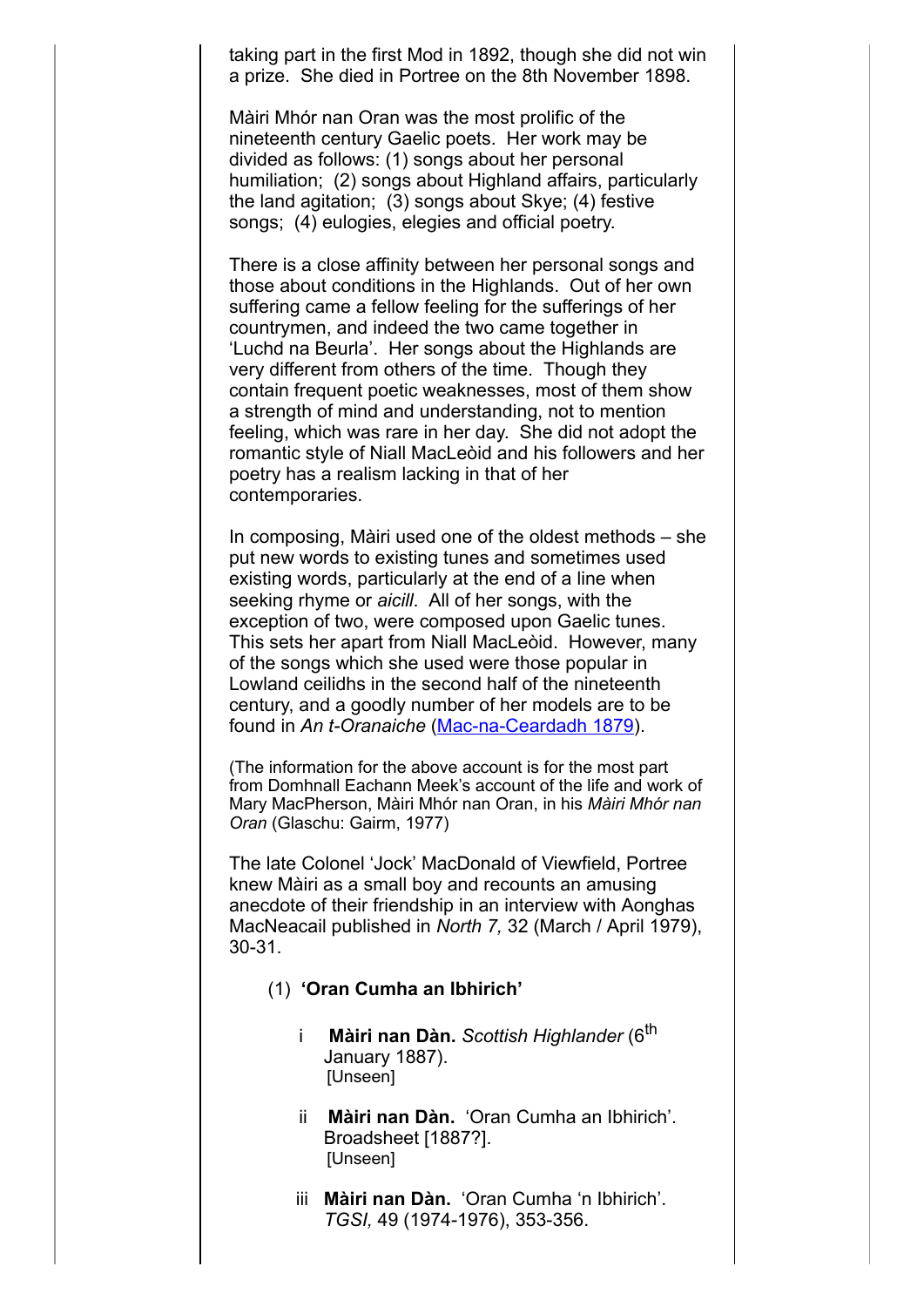taking part in the first Mod in 1892, though she did not win a prize. She died in Portree on the 8th November 1898.

Màiri Mhór nan Oran was the most prolific of the nineteenth century Gaelic poets. Her work may be divided as follows: (1) songs about her personal humiliation; (2) songs about Highland affairs, particularly the land agitation; (3) songs about Skye; (4) festive songs; (4) eulogies, elegies and official poetry.

There is a close affinity between her personal songs and those about conditions in the Highlands. Out of her own suffering came a fellow feeling for the sufferings of her countrymen, and indeed the two came together in 'Luchd na Beurla'. Her songs about the Highlands are very different from others of the time. Though they contain frequent poetic weaknesses, most of them show a strength of mind and understanding, not to mention feeling, which was rare in her day. She did not adopt the romantic style of Niall MacLeòid and his followers and her poetry has a realism lacking in that of her contemporaries.

In composing, Màiri used one of the oldest methods – she put new words to existing tunes and sometimes used existing words, particularly at the end of a line when seeking rhyme or *aicill*. All of her songs, with the exception of two, were composed upon Gaelic tunes. This sets her apart from Niall MacLeòid. However, many of the songs which she used were those popular in Lowland ceilidhs in the second half of the nineteenth century, and a goodly number of her models are to be found in *An t-Oranaiche* (Mac-na-Ceardadh 1879).

(The information for the above account is for the most part from Domhnall Eachann Meek's account of the life and work of Mary MacPherson, Màiri Mhór nan Oran, in his *Màiri Mhór nan Oran* (Glaschu: Gairm, 1977)

The late Colonel 'Jock' MacDonald of Viewfield, Portree knew Màiri as a small boy and recounts an amusing anecdote of their friendship in an interview with Aonghas MacNeacail published in *North 7,* 32 (March / April 1979), 30-31.

(1) **'Oran Cumha an Ibhirich'**

i **Màiri nan Dàn.** *Scottish Highlander* (6th January 1887). [Unseen]

ii **Màiri nan Dàn.** 'Oran Cumha an Ibhirich'. Broadsheet [1887?]. [Unseen]

iii **Màiri nan Dàn.** 'Oran Cumha 'n Ibhirich'. *TGSI,* 49 (1974-1976), 353-356.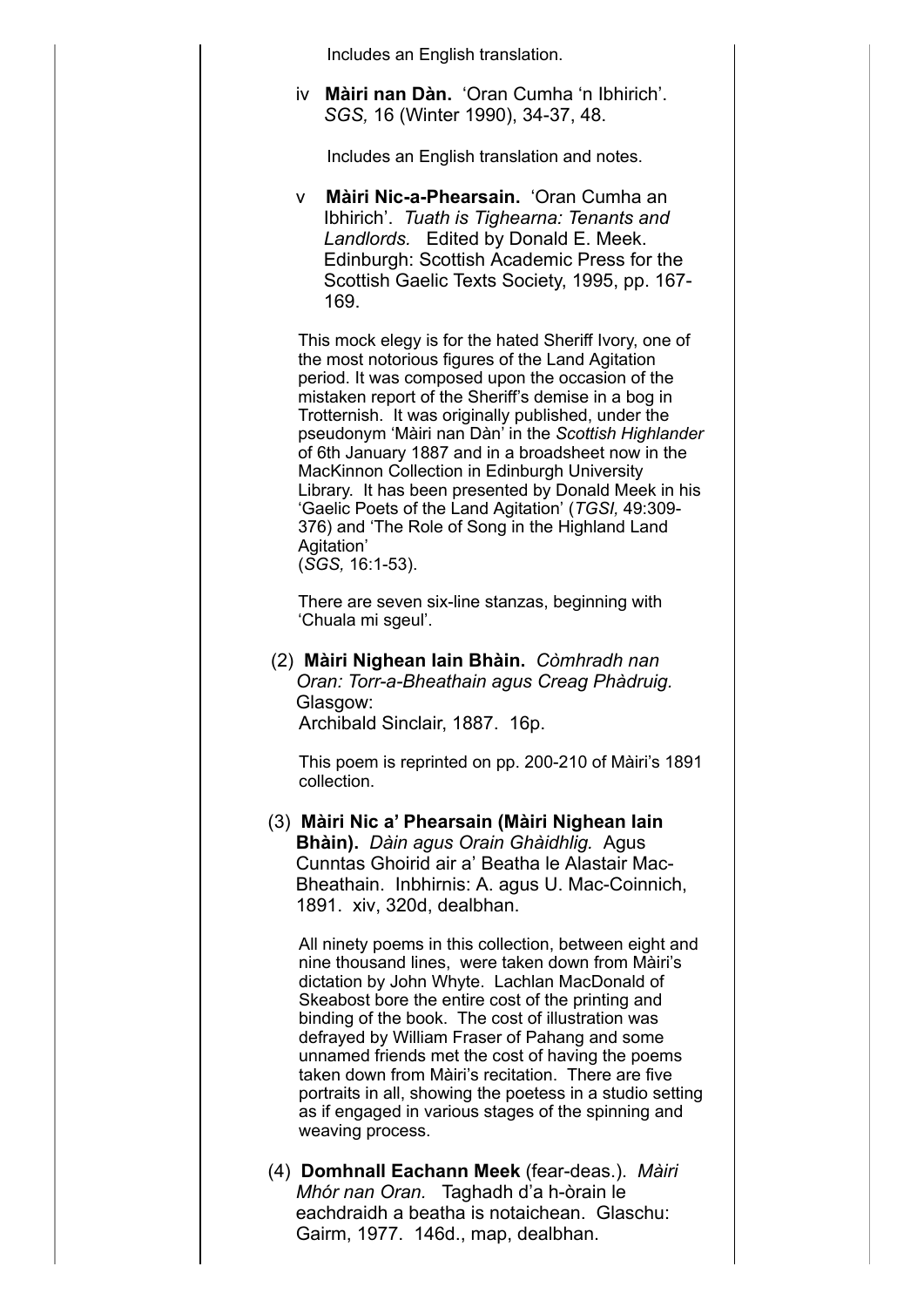Includes an English translation.

iv **Màiri nan Dàn.** 'Oran Cumha 'n Ibhirich'. *SGS,* 16 (Winter 1990), 34-37, 48.

Includes an English translation and notes.

v **Màiri Nic-a-Phearsain.** 'Oran Cumha an Ibhirich'. *Tuath is Tighearna: Tenants and Landlords.* Edited by Donald E. Meek. Edinburgh: Scottish Academic Press for the Scottish Gaelic Texts Society, 1995, pp. 167-169.

This mock elegy is for the hated Sheriff Ivory, one of the most notorious figures of the Land Agitation period. It was composed upon the occasion of the mistaken report of the Sheriff's demise in a bog in Trotternish. It was originally published, under the pseudonym 'Màiri nan Dàn' in the *Scottish Highlander* of 6th January 1887 and in a broadsheet now in the MacKinnon Collection in Edinburgh University Library. It has been presented by Donald Meek in his 'Gaelic Poets of the Land Agitation' (*TGSI,* 49:309-376) and 'The Role of Song in the Highland Land Agitation' (*SGS,* 16:1-53).

There are seven six-line stanzas, beginning with 'Chuala mi sgeul'.

(2) **Màiri Nighean Iain Bhàin.** *Còmhradh nan Oran: Torr-a-Bheathain agus Creag Phàdruig.* Glasgow: Archibald Sinclair, 1887. 16p.

This poem is reprinted on pp. 200-210 of Màiri's 1891 collection.

(3) **Màiri Nic a' Phearsain (Màiri Nighean Iain Bhàin).** *Dàin agus Orain Ghàidhlig.* Agus Cunntas Ghoirid air a' Beatha le Alastair Mac-Bheathain. Inbhirnis: A. agus U. Mac-Coinnich, 1891. xiv, 320d, dealbhan.

All ninety poems in this collection, between eight and nine thousand lines, were taken down from Màiri's dictation by John Whyte. Lachlan MacDonald of Skeabost bore the entire cost of the printing and binding of the book. The cost of illustration was defrayed by William Fraser of Pahang and some unnamed friends met the cost of having the poems taken down from Màiri's recitation. There are five portraits in all, showing the poetess in a studio setting as if engaged in various stages of the spinning and weaving process.

(4) **Domhnall Eachann Meek** (fear-deas.). *Màiri Mhór nan Oran.* Taghadh d'a h-òrain le eachdraidh a beatha is notaichean. Glaschu: Gairm, 1977. 146d., map, dealbhan.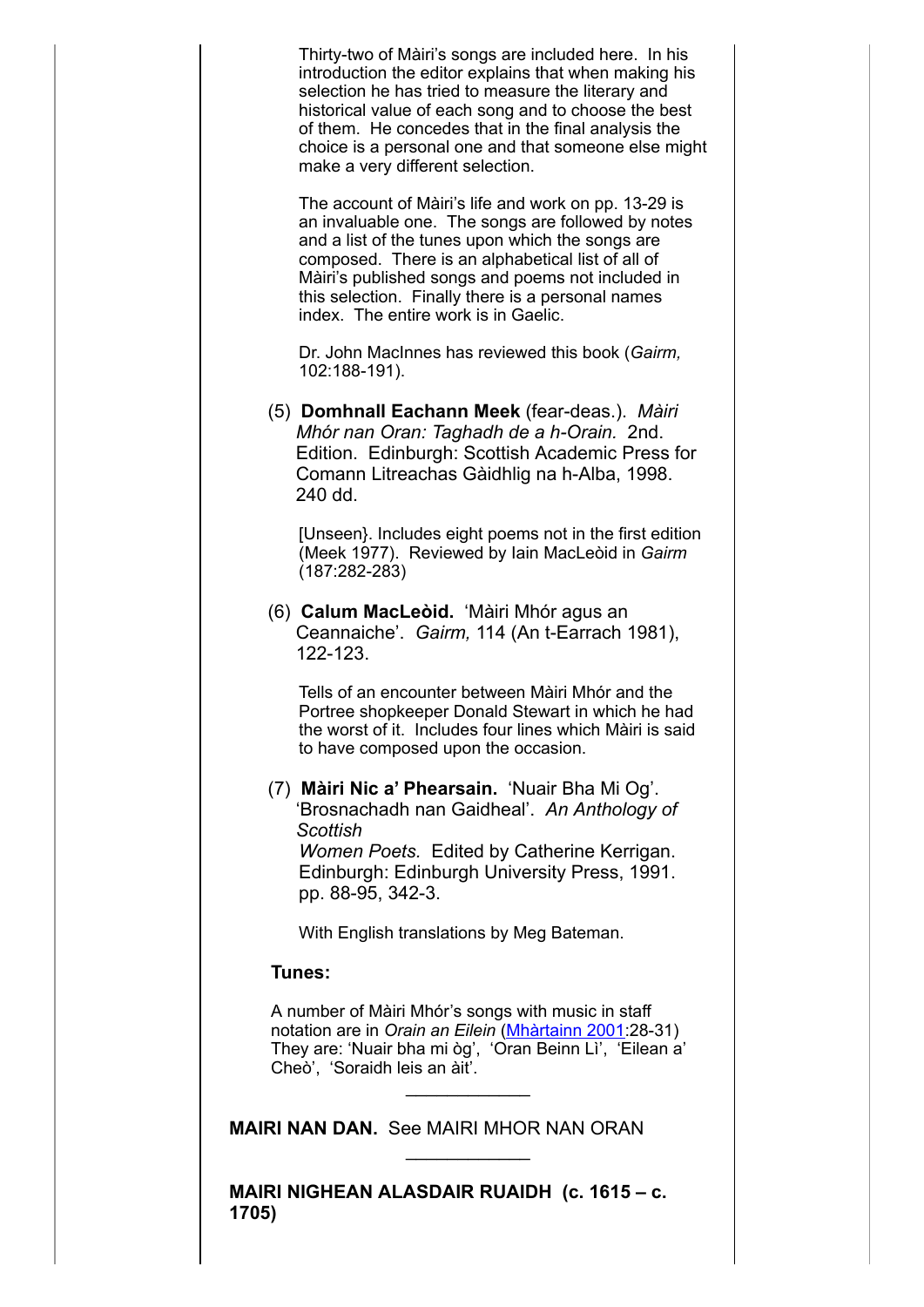Thirty-two of Màiri's songs are included here. In his introduction the editor explains that when making his selection he has tried to measure the literary and historical value of each song and to choose the best of them. He concedes that in the final analysis the choice is a personal one and that someone else might make a very different selection.

The account of Màiri's life and work on pp. 13-29 is an invaluable one. The songs are followed by notes and a list of the tunes upon which the songs are composed. There is an alphabetical list of all of Màiri's published songs and poems not included in this selection. Finally there is a personal names index. The entire work is in Gaelic.

Dr. John MacInnes has reviewed this book (*Gairm,* 102:188-191).

(5) **Domhnall Eachann Meek** (fear-deas.). *Màiri Mhór nan Oran: Taghadh de a h-Orain.* 2nd. Edition. Edinburgh: Scottish Academic Press for Comann Litreachas Gàidhlig na h-Alba, 1998. 240 dd.

[Unseen}. Includes eight poems not in the first edition (Meek 1977). Reviewed by Iain MacLeòid in *Gairm* (187:282-283)

(6) **Calum MacLeòid.** 'Màiri Mhór agus an Ceannaiche'. *Gairm,* 114 (An t-Earrach 1981), 122-123.

Tells of an encounter between Màiri Mhór and the Portree shopkeeper Donald Stewart in which he had the worst of it. Includes four lines which Màiri is said to have composed upon the occasion.

(7) **Màiri Nic a' Phearsain.** 'Nuair Bha Mi Og'. 'Brosnachadh nan Gaidheal'. *An Anthology of Scottish Women Poets.* Edited by Catherine Kerrigan. Edinburgh: Edinburgh University Press, 1991. pp. 88-95, 342-3.

With English translations by Meg Bateman.

**Tunes:**

A number of Màiri Mhór's songs with music in staff notation are in *Orain an Eilein* (Mhàrtainn 2001:28-31) They are: 'Nuair bha mi òg', 'Oran Beinn Lì', 'Eilean a' Cheò', 'Soraidh leis an àit'.

---

**MAIRI NAN DAN.** See MAIRI MHOR NAN ORAN

---

**MAIRI NIGHEAN ALASDAIR RUAIDH (c. 1615 – c. 1705)**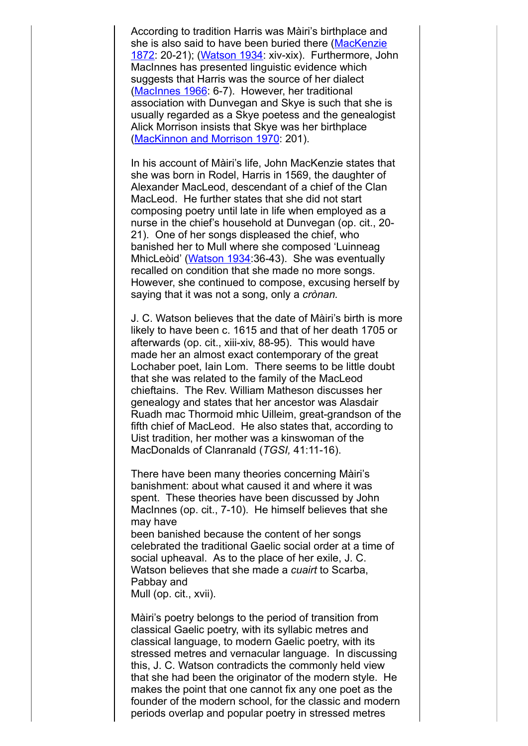According to tradition Harris was Màiri's birthplace and she is also said to have been buried there (MacKenzie 1872: 20-21); (Watson 1934: xiv-xix). Furthermore, John MacInnes has presented linguistic evidence which suggests that Harris was the source of her dialect (MacInnes 1966: 6-7). However, her traditional association with Dunvegan and Skye is such that she is usually regarded as a Skye poetess and the genealogist Alick Morrison insists that Skye was her birthplace (MacKinnon and Morrison 1970: 201).

In his account of Màiri's life, John MacKenzie states that she was born in Rodel, Harris in 1569, the daughter of Alexander MacLeod, descendant of a chief of the Clan MacLeod. He further states that she did not start composing poetry until late in life when employed as a nurse in the chief's household at Dunvegan (op. cit., 20-21). One of her songs displeased the chief, who banished her to Mull where she composed 'Luinneag MhicLeòid' (Watson 1934:36-43). She was eventually recalled on condition that she made no more songs. However, she continued to compose, excusing herself by saying that it was not a song, only a *crònan.*

J. C. Watson believes that the date of Màiri's birth is more likely to have been c. 1615 and that of her death 1705 or afterwards (op. cit., xiii-xiv, 88-95). This would have made her an almost exact contemporary of the great Lochaber poet, Iain Lom. There seems to be little doubt that she was related to the family of the MacLeod chieftains. The Rev. William Matheson discusses her genealogy and states that her ancestor was Alasdair Ruadh mac Thormoid mhic Uilleim, great-grandson of the fifth chief of MacLeod. He also states that, according to Uist tradition, her mother was a kinswoman of the MacDonalds of Clanranald (*TGSI,* 41:11-16).

There have been many theories concerning Màiri's banishment: about what caused it and where it was spent. These theories have been discussed by John MacInnes (op. cit., 7-10). He himself believes that she may have been banished because the content of her songs celebrated the traditional Gaelic social order at a time of social upheaval. As to the place of her exile, J. C. Watson believes that she made a *cuairt* to Scarba, Pabbay and Mull (op. cit., xvii).

Màiri's poetry belongs to the period of transition from classical Gaelic poetry, with its syllabic metres and classical language, to modern Gaelic poetry, with its stressed metres and vernacular language. In discussing this, J. C. Watson contradicts the commonly held view that she had been the originator of the modern style. He makes the point that one cannot fix any one poet as the founder of the modern school, for the classic and modern periods overlap and popular poetry in stressed metres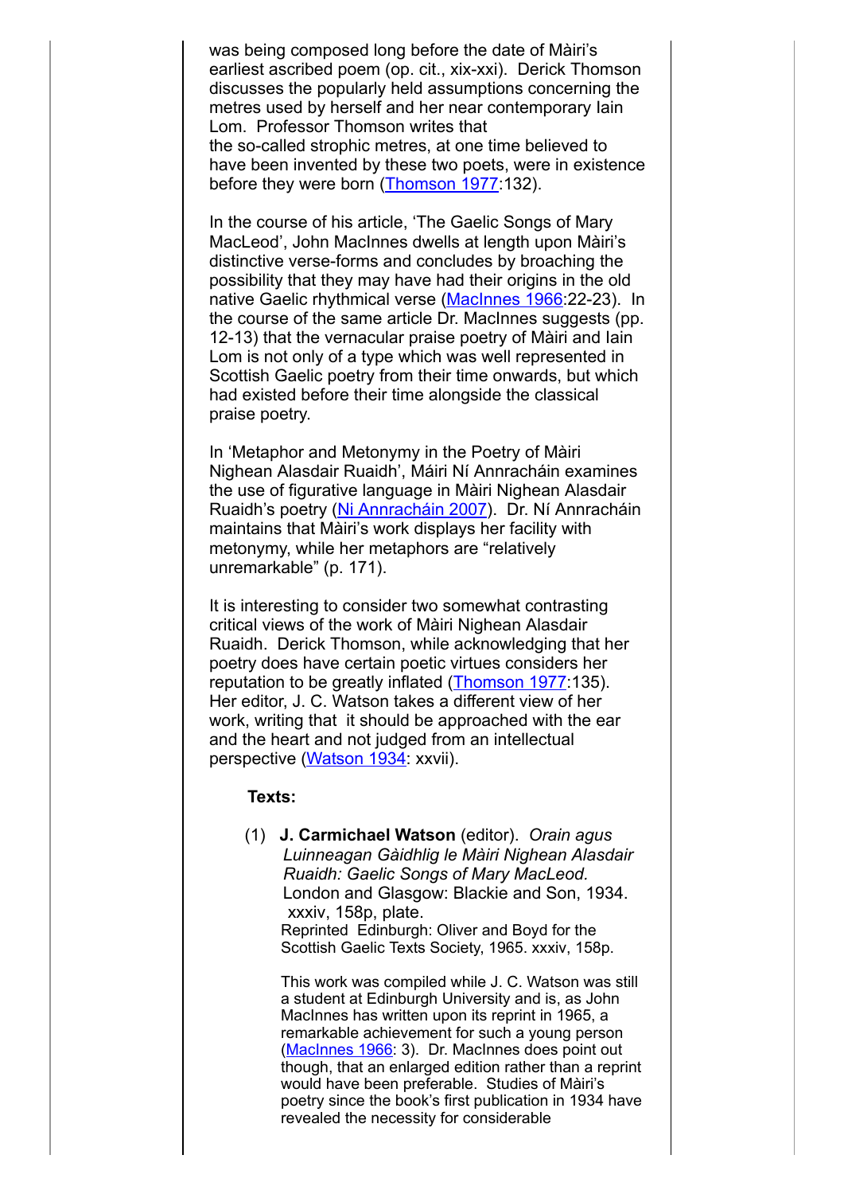was being composed long before the date of Màiri's earliest ascribed poem (op. cit., xix-xxi). Derick Thomson discusses the popularly held assumptions concerning the metres used by herself and her near contemporary Iain Lom. Professor Thomson writes that
the so-called strophic metres, at one time believed to have been invented by these two poets, were in existence before they were born (Thomson 1977:132).

In the course of his article, 'The Gaelic Songs of Mary MacLeod', John MacInnes dwells at length upon Màiri's distinctive verse-forms and concludes by broaching the possibility that they may have had their origins in the old native Gaelic rhythmical verse (MacInnes 1966:22-23). In the course of the same article Dr. MacInnes suggests (pp. 12-13) that the vernacular praise poetry of Màiri and Iain Lom is not only of a type which was well represented in Scottish Gaelic poetry from their time onwards, but which had existed before their time alongside the classical praise poetry.

In 'Metaphor and Metonymy in the Poetry of Màiri Nighean Alasdair Ruaidh', Máiri Ní Annracháin examines the use of figurative language in Màiri Nighean Alasdair Ruaidh's poetry (Ni Annracháin 2007). Dr. Ní Annracháin maintains that Màiri's work displays her facility with metonymy, while her metaphors are "relatively unremarkable" (p. 171).

It is interesting to consider two somewhat contrasting critical views of the work of Màiri Nighean Alasdair Ruaidh. Derick Thomson, while acknowledging that her poetry does have certain poetic virtues considers her reputation to be greatly inflated (Thomson 1977:135). Her editor, J. C. Watson takes a different view of her work, writing that it should be approached with the ear and the heart and not judged from an intellectual perspective (Watson 1934: xxvii).

**Texts:**

(1) **J. Carmichael Watson** (editor). *Orain agus Luinneagan Gàidhlig le Màiri Nighean Alasdair Ruaidh: Gaelic Songs of Mary MacLeod.* London and Glasgow: Blackie and Son, 1934. xxxiv, 158p, plate.
Reprinted Edinburgh: Oliver and Boyd for the Scottish Gaelic Texts Society, 1965. xxxiv, 158p.

This work was compiled while J. C. Watson was still a student at Edinburgh University and is, as John MacInnes has written upon its reprint in 1965, a remarkable achievement for such a young person (MacInnes 1966: 3). Dr. MacInnes does point out though, that an enlarged edition rather than a reprint would have been preferable. Studies of Màiri's poetry since the book's first publication in 1934 have revealed the necessity for considerable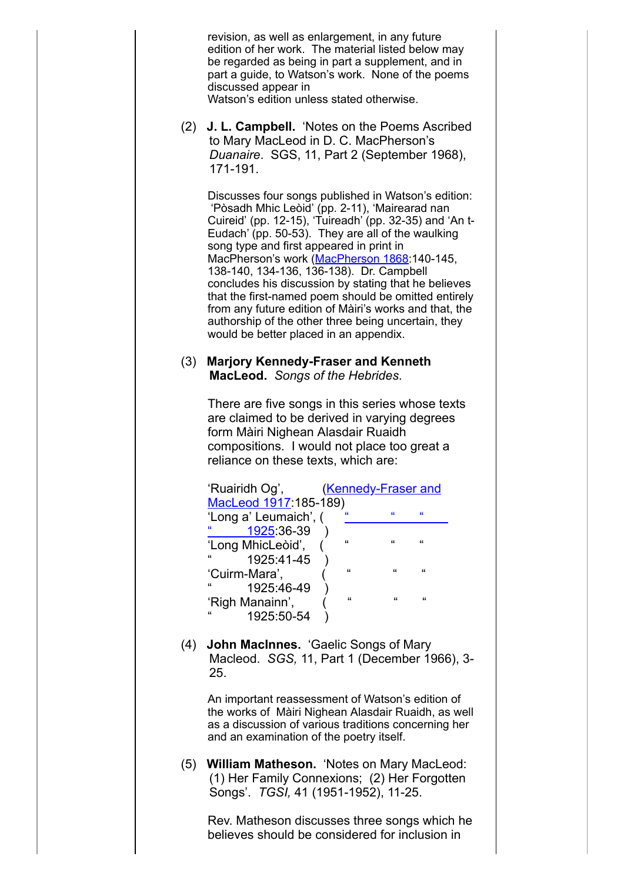revision, as well as enlargement, in any future edition of her work. The material listed below may be regarded as being in part a supplement, and in part a guide, to Watson's work. None of the poems discussed appear in Watson's edition unless stated otherwise.

(2) **J. L. Campbell.** 'Notes on the Poems Ascribed to Mary MacLeod in D. C. MacPherson's *Duanaire*. SGS, 11, Part 2 (September 1968), 171-191.

Discusses four songs published in Watson's edition: 'Pòsadh Mhic Leòid' (pp. 2-11), 'Mairearad nan Cuireid' (pp. 12-15), 'Tuireadh' (pp. 32-35) and 'An t-Eudach' (pp. 50-53). They are all of the waulking song type and first appeared in print in MacPherson's work (MacPherson 1868:140-145, 138-140, 134-136, 136-138). Dr. Campbell concludes his discussion by stating that he believes that the first-named poem should be omitted entirely from any future edition of Màiri's works and that, the authorship of the other three being uncertain, they would be better placed in an appendix.

(3) **Marjory Kennedy-Fraser and Kenneth MacLeod.** *Songs of the Hebrides*.

There are five songs in this series whose texts are claimed to be derived in varying degrees form Màiri Nighean Alasdair Ruaidh compositions. I would not place too great a reliance on these texts, which are:

'Ruairidh Og', (Kennedy-Fraser and MacLeod 1917:185-189)
'Long a' Leumaich', ( " " " 1925:36-39 )
'Long MhicLeòid', ( " " " 1925:41-45 )
'Cuirm-Mara', ( " " " 1925:46-49 )
'Righ Manainn', ( " " " 1925:50-54 )

(4) **John MacInnes.** 'Gaelic Songs of Mary Macleod. *SGS,* 11, Part 1 (December 1966), 3-25.

An important reassessment of Watson's edition of the works of Màiri Nighean Alasdair Ruaidh, as well as a discussion of various traditions concerning her and an examination of the poetry itself.

(5) **William Matheson.** 'Notes on Mary MacLeod: (1) Her Family Connexions; (2) Her Forgotten Songs'. *TGSI,* 41 (1951-1952), 11-25.

Rev. Matheson discusses three songs which he believes should be considered for inclusion in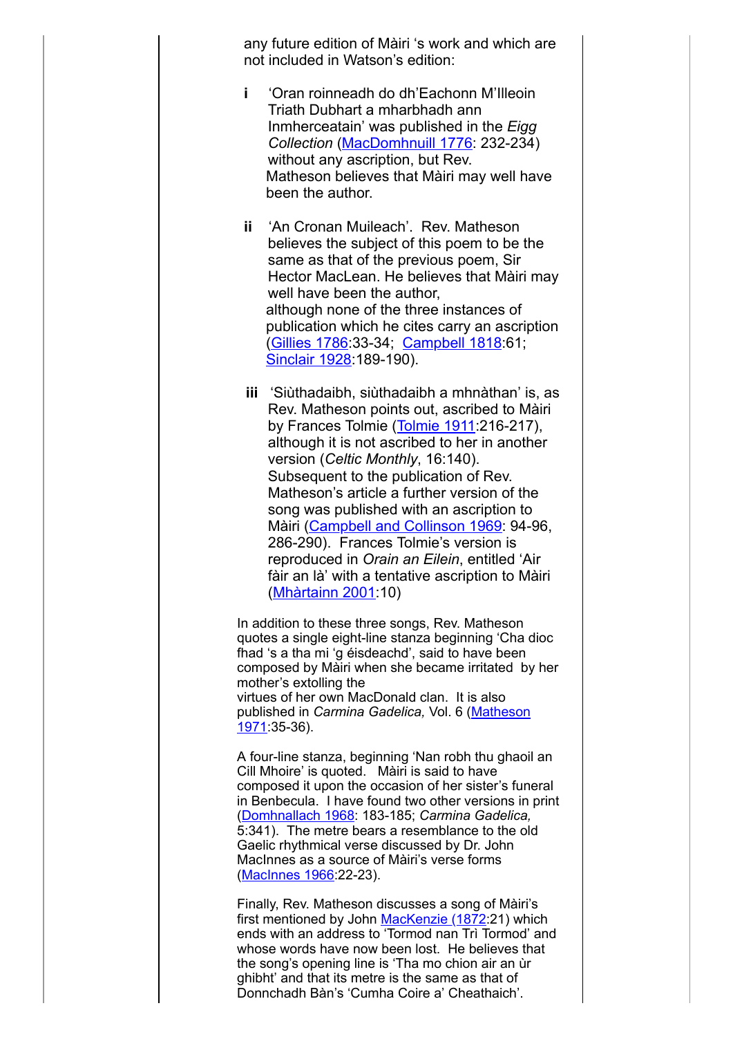any future edition of Màiri 's work and which are not included in Watson's edition:

**i** 'Oran roinneadh do dh'Eachonn M'Illeoin Triath Dubhart a mharbhadh ann Inmherceatain' was published in the *Eigg Collection* (MacDomhnuill 1776: 232-234) without any ascription, but Rev. Matheson believes that Màiri may well have been the author.

**ii** 'An Cronan Muileach'. Rev. Matheson believes the subject of this poem to be the same as that of the previous poem, Sir Hector MacLean. He believes that Màiri may well have been the author, although none of the three instances of publication which he cites carry an ascription (Gillies 1786:33-34; Campbell 1818:61; Sinclair 1928:189-190).

**iii** 'Siùthadaibh, siùthadaibh a mhnàthan' is, as Rev. Matheson points out, ascribed to Màiri by Frances Tolmie (Tolmie 1911:216-217), although it is not ascribed to her in another version (*Celtic Monthly*, 16:140). Subsequent to the publication of Rev. Matheson's article a further version of the song was published with an ascription to Màiri (Campbell and Collinson 1969: 94-96, 286-290). Frances Tolmie's version is reproduced in *Orain an Eilein*, entitled 'Air fàir an là' with a tentative ascription to Màiri (Mhàrtainn 2001:10)

In addition to these three songs, Rev. Matheson quotes a single eight-line stanza beginning 'Cha dioc fhad 's a tha mi 'g éisdeachd', said to have been composed by Màiri when she became irritated by her mother's extolling the virtues of her own MacDonald clan. It is also published in *Carmina Gadelica,* Vol. 6 (Matheson 1971:35-36).

A four-line stanza, beginning 'Nan robh thu ghaoil an Cill Mhoire' is quoted. Màiri is said to have composed it upon the occasion of her sister's funeral in Benbecula. I have found two other versions in print (Domhnallach 1968: 183-185; *Carmina Gadelica,* 5:341). The metre bears a resemblance to the old Gaelic rhythmical verse discussed by Dr. John MacInnes as a source of Màiri's verse forms (MacInnes 1966:22-23).

Finally, Rev. Matheson discusses a song of Màiri's first mentioned by John MacKenzie (1872:21) which ends with an address to 'Tormod nan Trì Tormod' and whose words have now been lost. He believes that the song's opening line is 'Tha mo chion air an ùr ghibht' and that its metre is the same as that of Donnchadh Bàn's 'Cumha Coire a' Cheathaich'.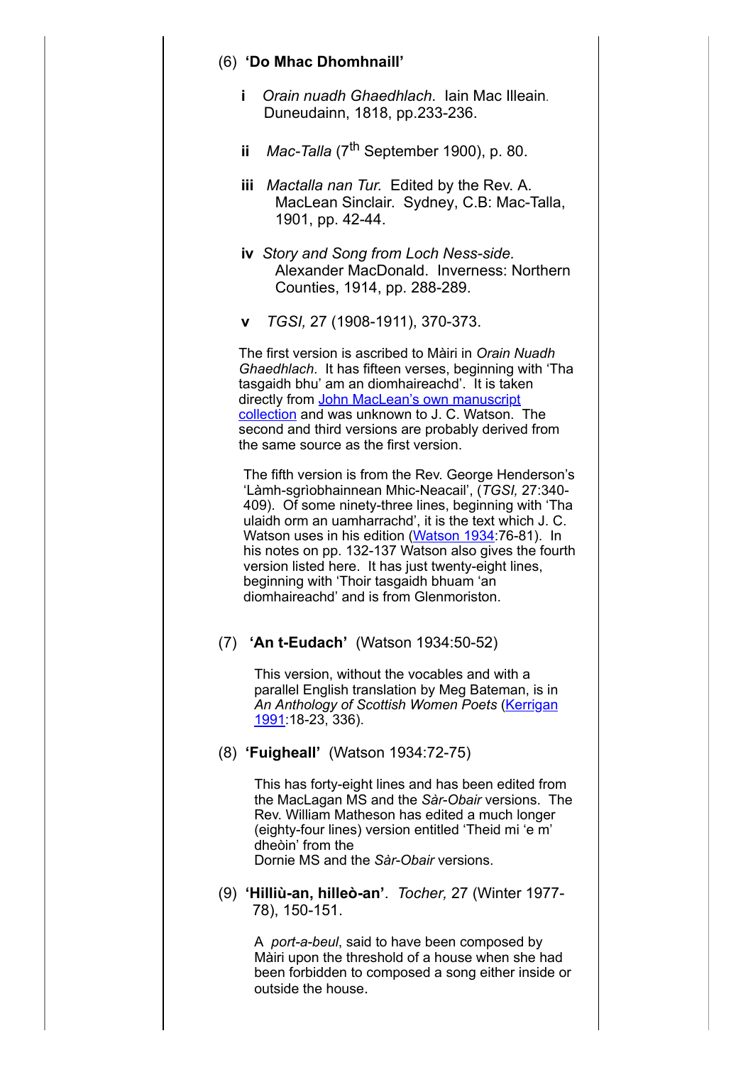(6) **'Do Mhac Dhomhnaill'**

**i** *Orain nuadh Ghaedhlach.* Iain Mac Illeain. Duneudainn, 1818, pp.233-236.

**ii** *Mac-Talla* (7th September 1900), p. 80.

**iii** *Mactalla nan Tur.* Edited by the Rev. A. MacLean Sinclair. Sydney, C.B: Mac-Talla, 1901, pp. 42-44.

**iv** *Story and Song from Loch Ness-side.* Alexander MacDonald. Inverness: Northern Counties, 1914, pp. 288-289.

**v** *TGSI,* 27 (1908-1911), 370-373.

The first version is ascribed to Màiri in *Orain Nuadh Ghaedhlach*. It has fifteen verses, beginning with 'Tha tasgaidh bhu' am an diomhaireachd'. It is taken directly from John MacLean's own manuscript collection and was unknown to J. C. Watson. The second and third versions are probably derived from the same source as the first version.

The fifth version is from the Rev. George Henderson's 'Làmh-sgrìobhainnean Mhic-Neacail', (*TGSI,* 27:340-409). Of some ninety-three lines, beginning with 'Tha ulaidh orm an uamharrachd', it is the text which J. C. Watson uses in his edition (Watson 1934:76-81). In his notes on pp. 132-137 Watson also gives the fourth version listed here. It has just twenty-eight lines, beginning with 'Thoir tasgaidh bhuam 'an diomhaireachd' and is from Glenmoriston.

(7) **'An t-Eudach'** (Watson 1934:50-52)

This version, without the vocables and with a parallel English translation by Meg Bateman, is in *An Anthology of Scottish Women Poets* (Kerrigan 1991:18-23, 336).

(8) **'Fuigheall'** (Watson 1934:72-75)

This has forty-eight lines and has been edited from the MacLagan MS and the *Sàr-Obair* versions. The Rev. William Matheson has edited a much longer (eighty-four lines) version entitled 'Theid mi 'e m' dheòin' from the
Dornie MS and the *Sàr-Obair* versions.

(9) **'Hilliù-an, hilleò-an'**. *Tocher,* 27 (Winter 1977-78), 150-151.

A *port-a-beul*, said to have been composed by Màiri upon the threshold of a house when she had been forbidden to composed a song either inside or outside the house.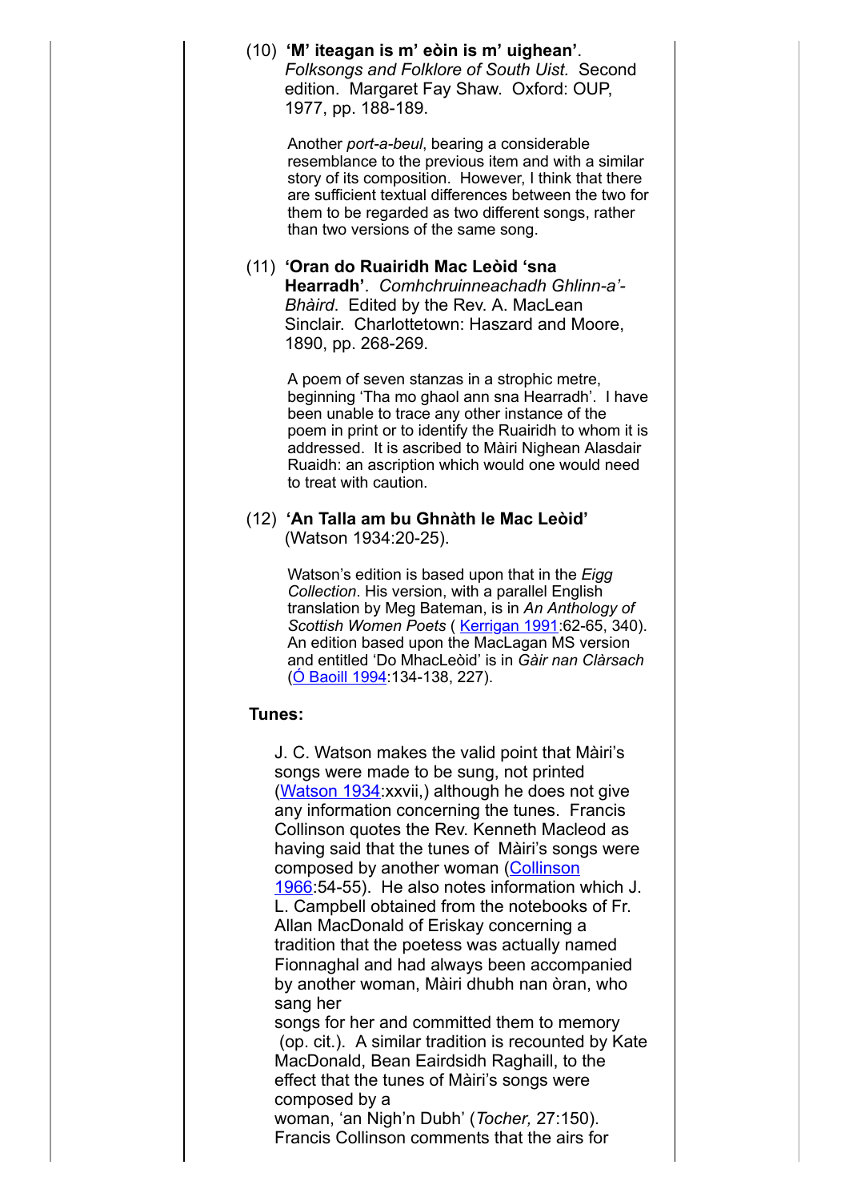(10) **'M' iteagan is m' eòin is m' uighean'**. *Folksongs and Folklore of South Uist.* Second edition. Margaret Fay Shaw. Oxford: OUP, 1977, pp. 188-189.

Another *port-a-beul*, bearing a considerable resemblance to the previous item and with a similar story of its composition. However, I think that there are sufficient textual differences between the two for them to be regarded as two different songs, rather than two versions of the same song.

(11) **'Oran do Ruairidh Mac Leòid 'sna Hearradh'**. *Comhchruinneachadh Ghlinn-a'-Bhàird.* Edited by the Rev. A. MacLean Sinclair. Charlottetown: Haszard and Moore, 1890, pp. 268-269.

A poem of seven stanzas in a strophic metre, beginning 'Tha mo ghaol ann sna Hearradh'. I have been unable to trace any other instance of the poem in print or to identify the Ruairidh to whom it is addressed. It is ascribed to Màiri Nighean Alasdair Ruaidh: an ascription which would one would need to treat with caution.

(12) **'An Talla am bu Ghnàth le Mac Leòid'** (Watson 1934:20-25).

Watson's edition is based upon that in the *Eigg Collection*. His version, with a parallel English translation by Meg Bateman, is in *An Anthology of Scottish Women Poets* ( Kerrigan 1991:62-65, 340). An edition based upon the MacLagan MS version and entitled 'Do MhacLeòid' is in *Gàir nan Clàrsach* (Ó Baoill 1994:134-138, 227).

**Tunes:**

J. C. Watson makes the valid point that Màiri's songs were made to be sung, not printed (Watson 1934:xxvii,) although he does not give any information concerning the tunes. Francis Collinson quotes the Rev. Kenneth Macleod as having said that the tunes of Màiri's songs were composed by another woman (Collinson 1966:54-55). He also notes information which J. L. Campbell obtained from the notebooks of Fr. Allan MacDonald of Eriskay concerning a tradition that the poetess was actually named Fionnaghal and had always been accompanied by another woman, Màiri dhubh nan òran, who sang her songs for her and committed them to memory (op. cit.). A similar tradition is recounted by Kate MacDonald, Bean Eairdsidh Raghaill, to the effect that the tunes of Màiri's songs were composed by a woman, 'an Nigh'n Dubh' (*Tocher,* 27:150). Francis Collinson comments that the airs for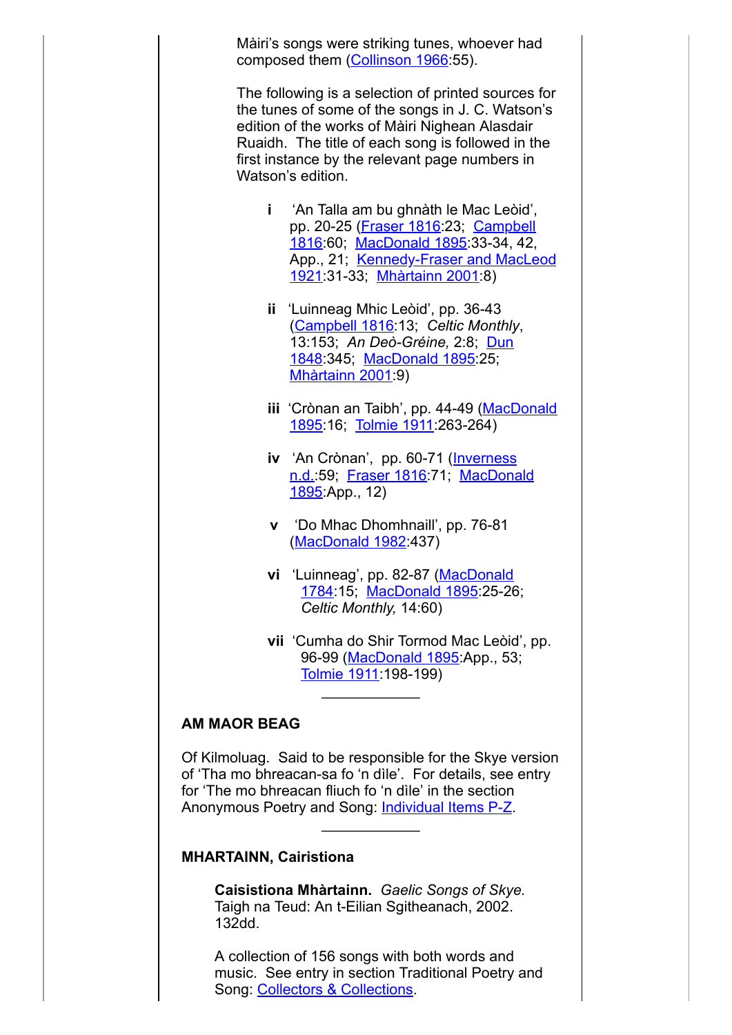Màiri's songs were striking tunes, whoever had composed them (Collinson 1966:55).

The following is a selection of printed sources for the tunes of some of the songs in J. C. Watson's edition of the works of Màiri Nighean Alasdair Ruaidh. The title of each song is followed in the first instance by the relevant page numbers in Watson's edition.

- **i** 'An Talla am bu ghnàth le Mac Leòid', pp. 20-25 (Fraser 1816:23; Campbell 1816:60; MacDonald 1895:33-34, 42, App., 21; Kennedy-Fraser and MacLeod 1921:31-33; Mhàrtainn 2001:8)
- **ii** 'Luinneag Mhic Leòid', pp. 36-43 (Campbell 1816:13; *Celtic Monthly*, 13:153; *An Deò-Gréine,* 2:8; Dun 1848:345; MacDonald 1895:25; Mhàrtainn 2001:9)
- **iii** 'Crònan an Taibh', pp. 44-49 (MacDonald 1895:16; Tolmie 1911:263-264)
- **iv** 'An Crònan', pp. 60-71 (Inverness n.d.:59; Fraser 1816:71; MacDonald 1895:App., 12)
- **v** 'Do Mhac Dhomhnaill', pp. 76-81 (MacDonald 1982:437)
- **vi** 'Luinneag', pp. 82-87 (MacDonald 1784:15; MacDonald 1895:25-26; *Celtic Monthly,* 14:60)
- **vii** 'Cumha do Shir Tormod Mac Leòid', pp. 96-99 (MacDonald 1895:App., 53; Tolmie 1911:198-199)

---

**AM MAOR BEAG**

Of Kilmoluag. Said to be responsible for the Skye version of 'Tha mo bhreacan-sa fo 'n dìle'. For details, see entry for 'The mo bhreacan fliuch fo 'n dìle' in the section Anonymous Poetry and Song: Individual Items P-Z.

---

**MHARTAINN, Cairistiona**

**Caisistiona Mhàrtainn.** *Gaelic Songs of Skye.* Taigh na Teud: An t-Eilian Sgitheanach, 2002. 132dd.

A collection of 156 songs with both words and music. See entry in section Traditional Poetry and Song: Collectors & Collections.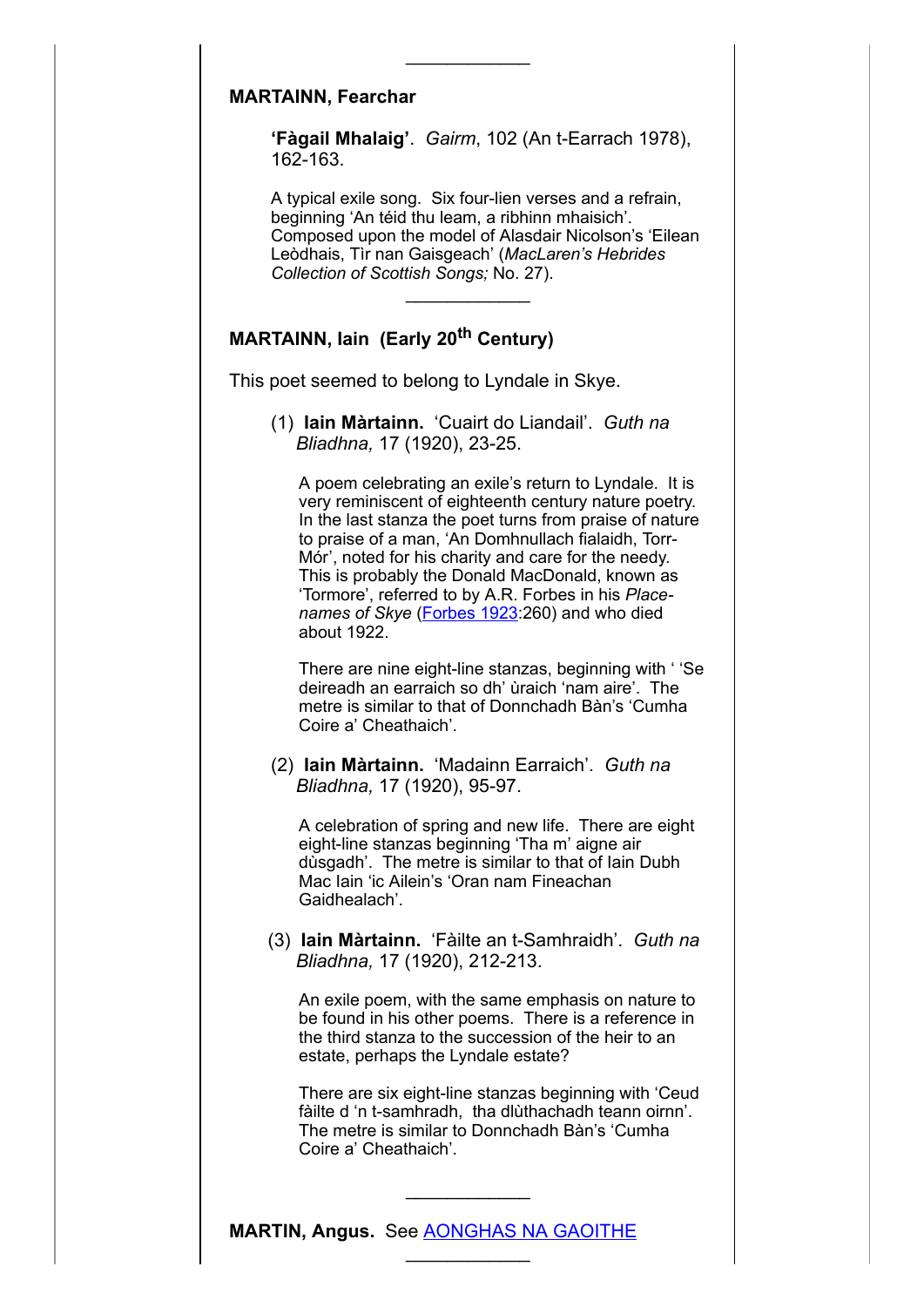---

**MARTAINN, Fearchar**

> **'Fàgail Mhalaig'**. *Gairm*, 102 (An t-Earrach 1978), 162-163.
>
> A typical exile song. Six four-lien verses and a refrain, beginning 'An téid thu leam, a ribhinn mhaisich'. Composed upon the model of Alasdair Nicolson's 'Eilean Leòdhais, Tìr nan Gaisgeach' (*MacLaren's Hebrides Collection of Scottish Songs;* No. 27).

---

**MARTAINN, Iain (Early 20th Century)**

This poet seemed to belong to Lyndale in Skye.

(1) **Iain Màrtainn.** 'Cuairt do Liandail'. *Guth na Bliadhna,* 17 (1920), 23-25.

> A poem celebrating an exile's return to Lyndale. It is very reminiscent of eighteenth century nature poetry. In the last stanza the poet turns from praise of nature to praise of a man, 'An Domhnullach fialaidh, Torr-Mór', noted for his charity and care for the needy. This is probably the Donald MacDonald, known as 'Tormore', referred to by A.R. Forbes in his *Place-names of Skye* (Forbes 1923:260) and who died about 1922.
>
> There are nine eight-line stanzas, beginning with ' 'Se deireadh an earraich so dh' ùraich 'nam aire'. The metre is similar to that of Donnchadh Bàn's 'Cumha Coire a' Cheathaich'.

(2) **Iain Màrtainn.** 'Madainn Earraich'. *Guth na Bliadhna,* 17 (1920), 95-97.

> A celebration of spring and new life. There are eight eight-line stanzas beginning 'Tha m' aigne air dùsgadh'. The metre is similar to that of Iain Dubh Mac Iain 'ic Ailein's 'Oran nam Fineachan Gaidhealach'.

(3) **Iain Màrtainn.** 'Fàilte an t-Samhraidh'. *Guth na Bliadhna,* 17 (1920), 212-213.

> An exile poem, with the same emphasis on nature to be found in his other poems. There is a reference in the third stanza to the succession of the heir to an estate, perhaps the Lyndale estate?
>
> There are six eight-line stanzas beginning with 'Ceud fàilte d 'n t-samhradh, tha dlùthachadh teann oirnn'. The metre is similar to Donnchadh Bàn's 'Cumha Coire a' Cheathaich'.

---

**MARTIN, Angus.** See AONGHAS NA GAOITHE

---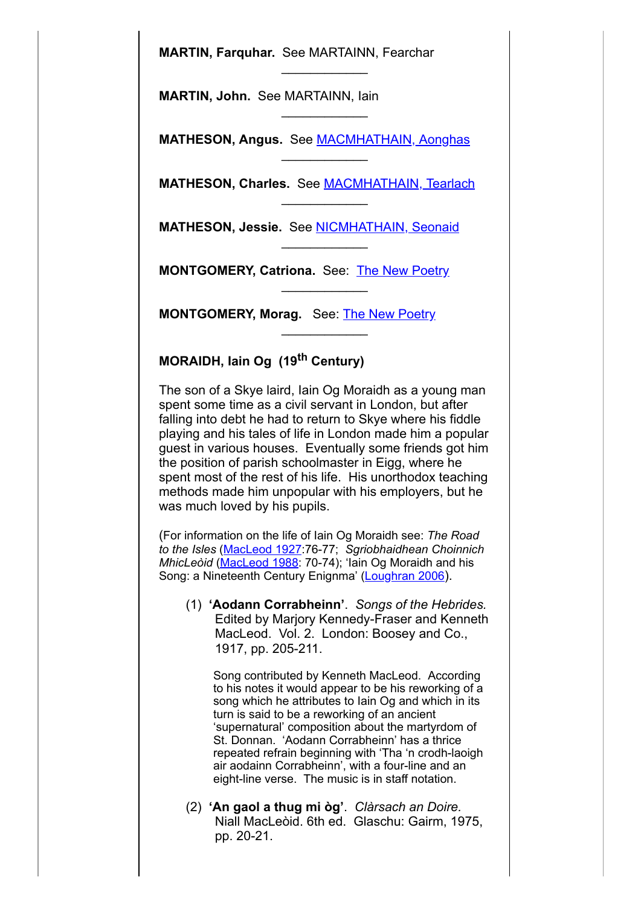**MARTIN, Farquhar.** See MARTAINN, Fearchar

---

**MARTIN, John.** See MARTAINN, Iain

---

**MATHESON, Angus.** See MACMHATHAIN, Aonghas

---

**MATHESON, Charles.** See MACMHATHAIN, Tearlach

---

**MATHESON, Jessie.** See NICMHATHAIN, Seonaid

---

**MONTGOMERY, Catriona.** See: The New Poetry

---

**MONTGOMERY, Morag.** See: The New Poetry

---

**MORAIDH, Iain Og (19th Century)**

The son of a Skye laird, Iain Og Moraidh as a young man spent some time as a civil servant in London, but after falling into debt he had to return to Skye where his fiddle playing and his tales of life in London made him a popular guest in various houses. Eventually some friends got him the position of parish schoolmaster in Eigg, where he spent most of the rest of his life. His unorthodox teaching methods made him unpopular with his employers, but he was much loved by his pupils.

(For information on the life of Iain Og Moraidh see: *The Road to the Isles* (MacLeod 1927:76-77; *Sgriobhaidhean Choinnich MhicLeòid* (MacLeod 1988: 70-74); 'Iain Og Moraidh and his Song: a Nineteenth Century Enignma' (Loughran 2006).

(1) **'Aodann Corrabheinn'**. *Songs of the Hebrides.* Edited by Marjory Kennedy-Fraser and Kenneth MacLeod. Vol. 2. London: Boosey and Co., 1917, pp. 205-211.

Song contributed by Kenneth MacLeod. According to his notes it would appear to be his reworking of a song which he attributes to Iain Og and which in its turn is said to be a reworking of an ancient 'supernatural' composition about the martyrdom of St. Donnan. 'Aodann Corrabheinn' has a thrice repeated refrain beginning with 'Tha 'n crodh-laoigh air aodainn Corrabheinn', with a four-line and an eight-line verse. The music is in staff notation.

(2) **'An gaol a thug mi òg'**. *Clàrsach an Doire.* Niall MacLeòid. 6th ed. Glaschu: Gairm, 1975, pp. 20-21.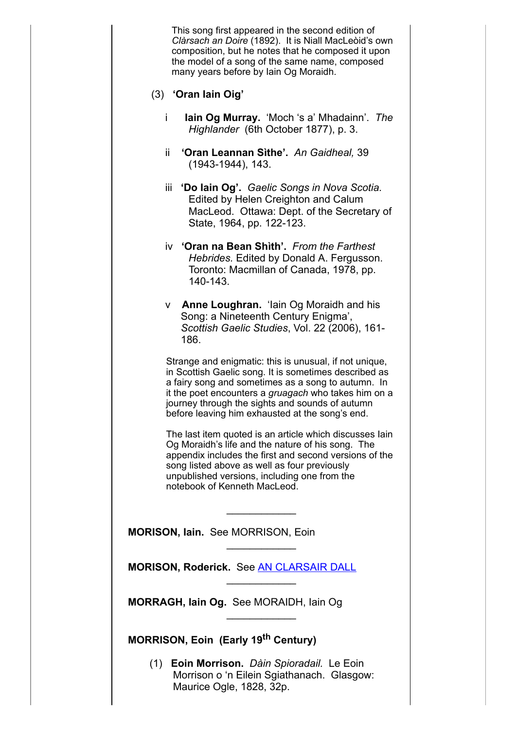This song first appeared in the second edition of *Clàrsach an Doire* (1892). It is Niall MacLeòid's own composition, but he notes that he composed it upon the model of a song of the same name, composed many years before by Iain Og Moraidh.

(3) **'Oran Iain Oig'**

i **Iain Og Murray.** 'Moch 's a' Mhadainn'. *The Highlander* (6th October 1877), p. 3.

ii **'Oran Leannan Sìthe'.** *An Gaidheal,* 39 (1943-1944), 143.

iii **'Do Iain Og'.** *Gaelic Songs in Nova Scotia.* Edited by Helen Creighton and Calum MacLeod. Ottawa: Dept. of the Secretary of State, 1964, pp. 122-123.

iv **'Oran na Bean Shìth'.** *From the Farthest Hebrides.* Edited by Donald A. Fergusson. Toronto: Macmillan of Canada, 1978, pp. 140-143.

v **Anne Loughran.** 'Iain Og Moraidh and his Song: a Nineteenth Century Enigma', *Scottish Gaelic Studies*, Vol. 22 (2006), 161-186.

Strange and enigmatic: this is unusual, if not unique, in Scottish Gaelic song. It is sometimes described as a fairy song and sometimes as a song to autumn. In it the poet encounters a *gruagach* who takes him on a journey through the sights and sounds of autumn before leaving him exhausted at the song's end.

The last item quoted is an article which discusses Iain Og Moraidh's life and the nature of his song. The appendix includes the first and second versions of the song listed above as well as four previously unpublished versions, including one from the notebook of Kenneth MacLeod.

---

**MORISON, Iain.** See MORRISON, Eoin

---

**MORISON, Roderick.** See AN CLARSAIR DALL

---

**MORRAGH, Iain Og.** See MORAIDH, Iain Og

---

**MORRISON, Eoin (Early 19th Century)**

(1) **Eoin Morrison.** *Dàin Spioradail.* Le Eoin Morrison o 'n Eilein Sgiathanach. Glasgow: Maurice Ogle, 1828, 32p.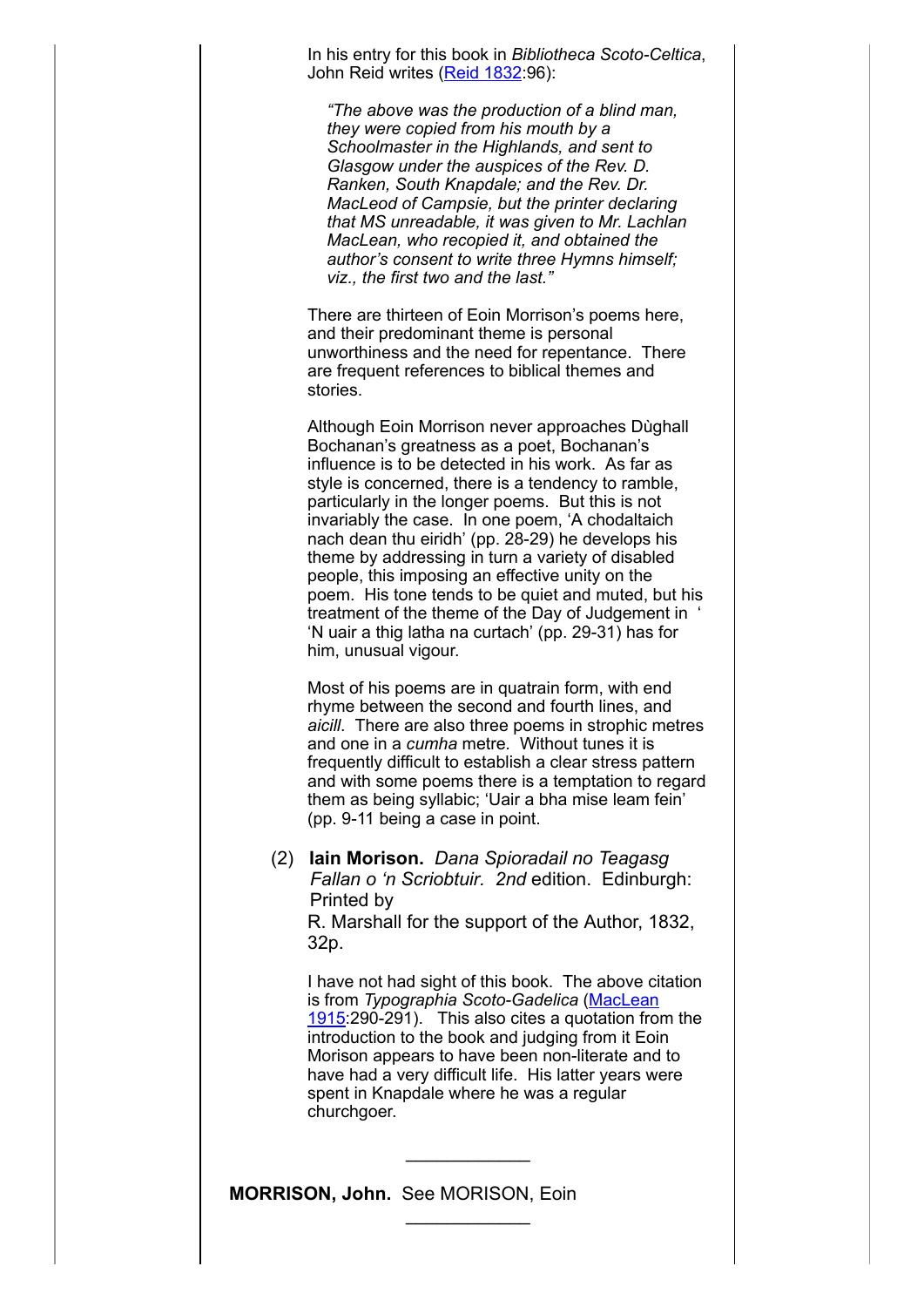In his entry for this book in *Bibliotheca Scoto-Celtica*, John Reid writes (Reid 1832:96):

> *"The above was the production of a blind man, they were copied from his mouth by a Schoolmaster in the Highlands, and sent to Glasgow under the auspices of the Rev. D. Ranken, South Knapdale; and the Rev. Dr. MacLeod of Campsie, but the printer declaring that MS unreadable, it was given to Mr. Lachlan MacLean, who recopied it, and obtained the author's consent to write three Hymns himself; viz., the first two and the last."*

There are thirteen of Eoin Morrison's poems here, and their predominant theme is personal unworthiness and the need for repentance. There are frequent references to biblical themes and stories.

Although Eoin Morrison never approaches Dùghall Bochanan's greatness as a poet, Bochanan's influence is to be detected in his work. As far as style is concerned, there is a tendency to ramble, particularly in the longer poems. But this is not invariably the case. In one poem, 'A chodaltaich nach dean thu eiridh' (pp. 28-29) he develops his theme by addressing in turn a variety of disabled people, this imposing an effective unity on the poem. His tone tends to be quiet and muted, but his treatment of the theme of the Day of Judgement in ' 'N uair a thig latha na curtach' (pp. 29-31) has for him, unusual vigour.

Most of his poems are in quatrain form, with end rhyme between the second and fourth lines, and *aicill*. There are also three poems in strophic metres and one in a *cumha* metre. Without tunes it is frequently difficult to establish a clear stress pattern and with some poems there is a temptation to regard them as being syllabic; 'Uair a bha mise leam fein' (pp. 9-11 being a case in point.

(2) **Iain Morison.** *Dana Spioradail no Teagasg Fallan o 'n Scriobtuir. 2nd* edition. Edinburgh: Printed by
R. Marshall for the support of the Author, 1832, 32p.

I have not had sight of this book. The above citation is from *Typographia Scoto-Gadelica* (MacLean 1915:290-291). This also cites a quotation from the introduction to the book and judging from it Eoin Morison appears to have been non-literate and to have had a very difficult life. His latter years were spent in Knapdale where he was a regular churchgoer.

---

**MORRISON, John.** See MORISON, Eoin

---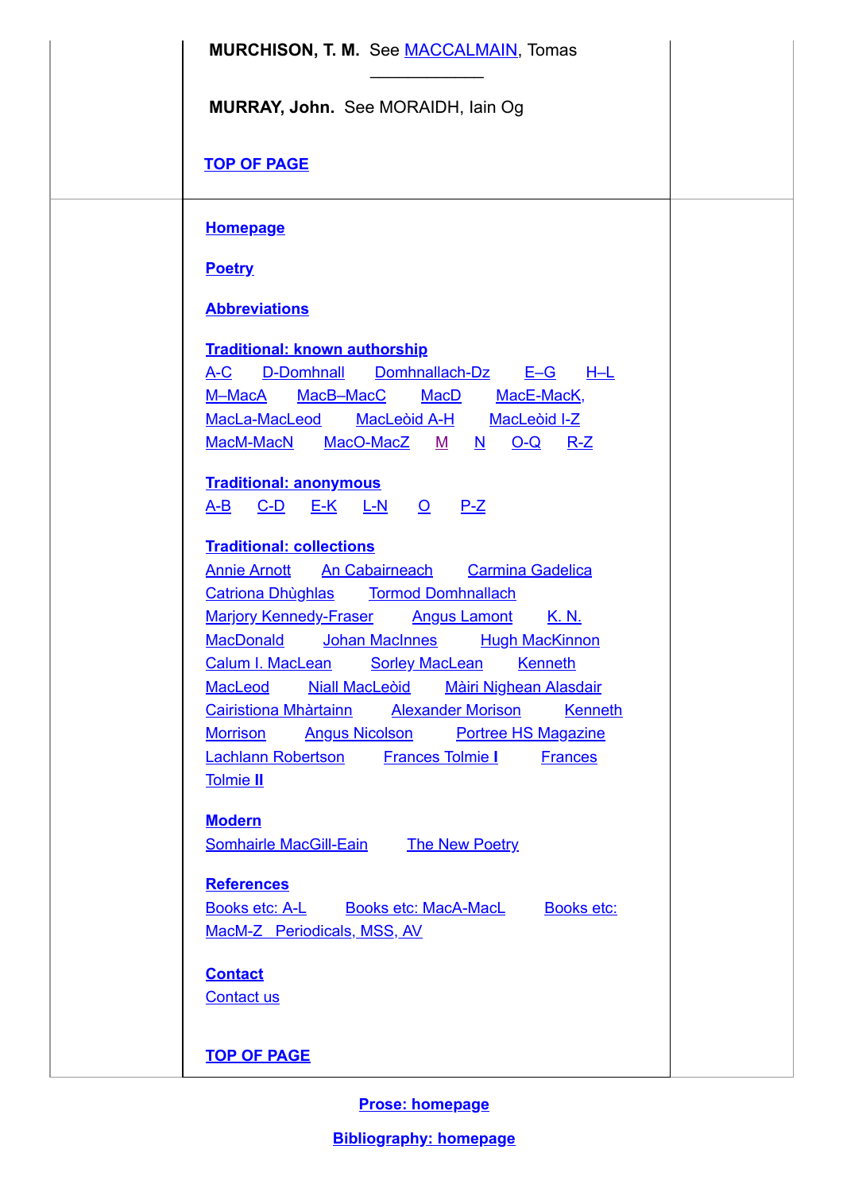**MURCHISON, T. M.** See MACCALMAIN, Tomas

---

**MURRAY, John.** See MORAIDH, Iain Og

**TOP OF PAGE**

**Homepage**

**Poetry**

**Abbreviations**

**Traditional: known authorship**

A-C D-Domhnall Domhnallach-Dz E–G H–L M–MacA MacB–MacC MacD MacE-MacK, MacLa-MacLeod MacLeòid A-H MacLeòid I-Z MacM-MacN MacO-MacZ M N O-Q R-Z

**Traditional: anonymous**

A-B C-D E-K L-N O P-Z

**Traditional: collections**

Annie Arnott An Cabairneach Carmina Gadelica Catriona Dhùghlas Tormod Domhnallach Marjory Kennedy-Fraser Angus Lamont K. N. MacDonald Johan MacInnes Hugh MacKinnon Calum I. MacLean Sorley MacLean Kenneth MacLeod Niall MacLeòid Màiri Nighean Alasdair Cairistiona Mhàrtainn Alexander Morison Kenneth Morrison Angus Nicolson Portree HS Magazine Lachlann Robertson Frances Tolmie **I** Frances Tolmie **II**

**Modern**

Somhairle MacGill-Eain The New Poetry

**References**

Books etc: A-L Books etc: MacA-MacL Books etc: MacM-Z Periodicals, MSS, AV

**Contact**

Contact us

**TOP OF PAGE**

**Prose: homepage**

**Bibliography: homepage**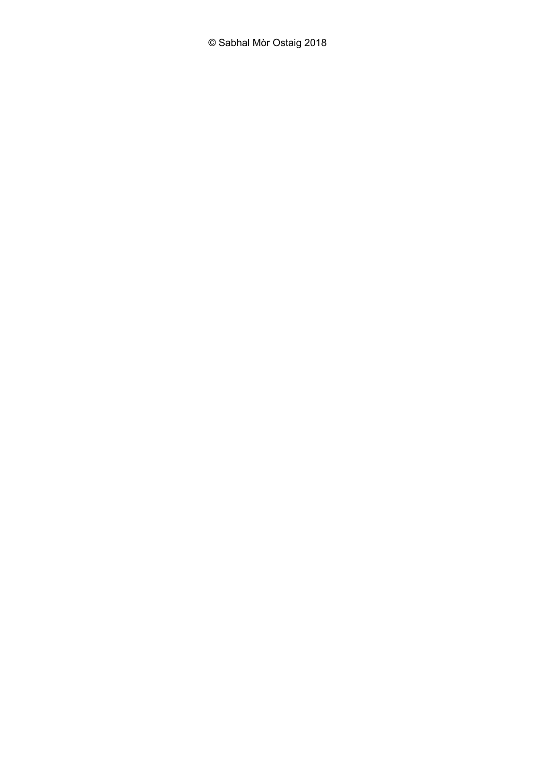© Sabhal Mòr Ostaig 2018